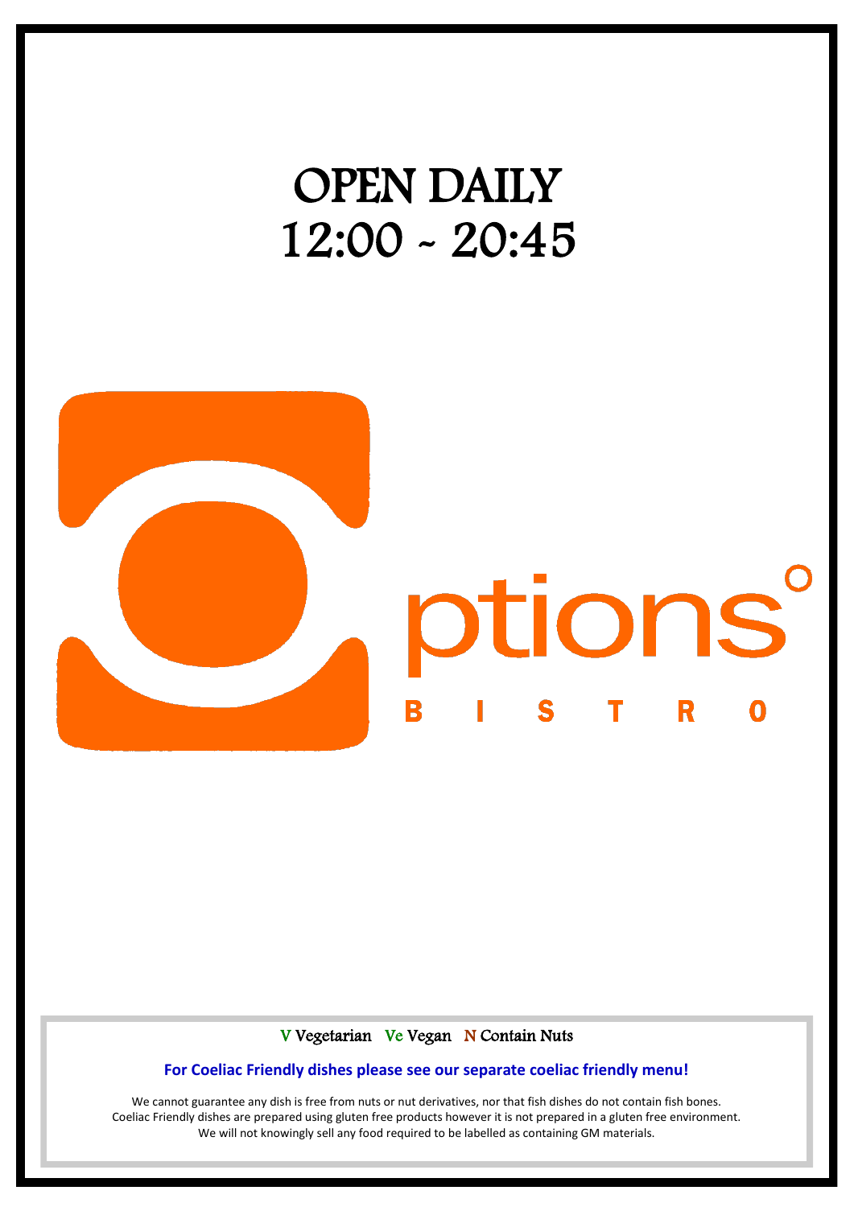# OPEN DAILY
# 12:00 ~ 20:45

Options

BISTRO

V Vegetarian  Ve Vegan  N Contain Nuts

**For Coeliac Friendly dishes please see our separate coeliac friendly menu!**

We cannot guarantee any dish is free from nuts or nut derivatives, nor that fish dishes do not contain fish bones.
Coeliac Friendly dishes are prepared using gluten free products however it is not prepared in a gluten free environment.
We will not knowingly sell any food required to be labelled as containing GM materials.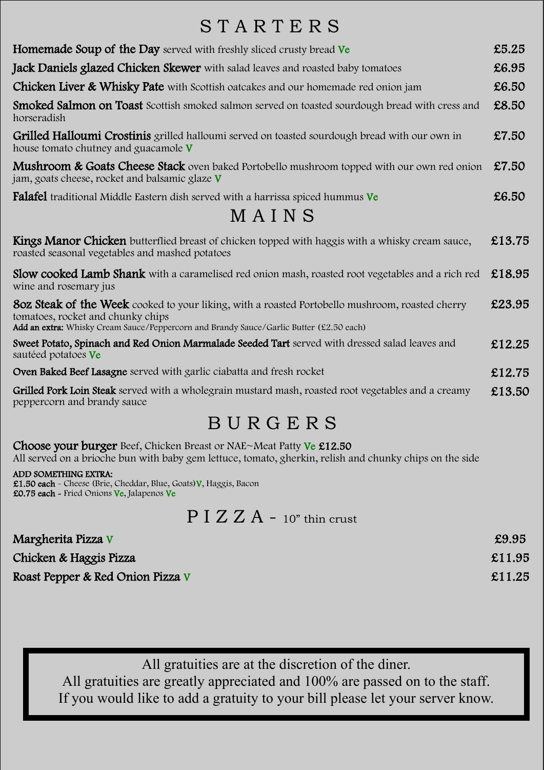# STARTERS

**Homemade Soup of the Day** served with freshly sliced crusty bread Ve — £5.25

**Jack Daniels glazed Chicken Skewer** with salad leaves and roasted baby tomatoes — £6.95

**Chicken Liver & Whisky Pate** with Scottish oatcakes and our homemade red onion jam — £6.50

**Smoked Salmon on Toast** Scottish smoked salmon served on toasted sourdough bread with cress and horseradish — £8.50

**Grilled Halloumi Crostinis** grilled halloumi served on toasted sourdough bread with our own in house tomato chutney and guacamole V — £7.50

**Mushroom & Goats Cheese Stack** oven baked Portobello mushroom topped with our own red onion jam, goats cheese, rocket and balsamic glaze V — £7.50

**Falafel** traditional Middle Eastern dish served with a harrissa spiced hummus Ve — £6.50

# MAINS

**Kings Manor Chicken** butterflied breast of chicken topped with haggis with a whisky cream sauce, roasted seasonal vegetables and mashed potatoes — £13.75

**Slow cooked Lamb Shank** with a caramelised red onion mash, roasted root vegetables and a rich red wine and rosemary jus — £18.95

**8oz Steak of the Week** cooked to your liking, with a roasted Portobello mushroom, roasted cherry tomatoes, rocket and chunky chips — £23.95
**Add an extra:** Whisky Cream Sauce/Peppercorn and Brandy Sauce/Garlic Butter (£2.50 each)

**Sweet Potato, Spinach and Red Onion Marmalade Seeded Tart** served with dressed salad leaves and sautéed potatoes Ve — £12.25

**Oven Baked Beef Lasagne** served with garlic ciabatta and fresh rocket — £12.75

**Grilled Pork Loin Steak** served with a wholegrain mustard mash, roasted root vegetables and a creamy peppercorn and brandy sauce — £13.50

# BURGERS

**Choose your burger** Beef, Chicken Breast or NAE~Meat Patty Ve **£12.50**
All served on a brioche bun with baby gem lettuce, tomato, gherkin, relish and chunky chips on the side

**ADD SOMETHING EXTRA:**
**£1.50 each** - Cheese (Brie, Cheddar, Blue, Goats) V, Haggis, Bacon
**£0.75 each** - Fried Onions Ve, Jalapenos Ve

# PIZZA - 10" thin crust

**Margherita Pizza** V — £9.95

**Chicken & Haggis Pizza** — £11.95

**Roast Pepper & Red Onion Pizza** V — £11.25

All gratuities are at the discretion of the diner.
All gratuities are greatly appreciated and 100% are passed on to the staff.
If you would like to add a gratuity to your bill please let your server know.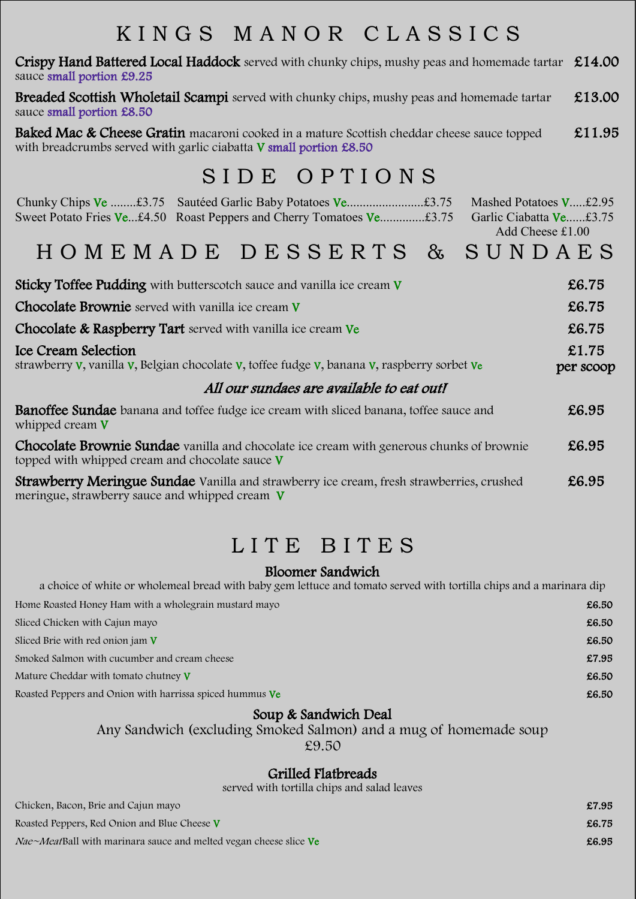# KINGS MANOR CLASSICS

**Crispy Hand Battered Local Haddock** served with chunky chips, mushy peas and homemade tartar sauce small portion £9.25 — **£14.00**

**Breaded Scottish Wholetail Scampi** served with chunky chips, mushy peas and homemade tartar sauce small portion £8.50 — **£13.00**

**Baked Mac & Cheese Gratin** macaroni cooked in a mature Scottish cheddar cheese sauce topped with breadcrumbs served with garlic ciabatta V small portion £8.50 — **£11.95**

# SIDE OPTIONS

Chunky Chips Ve ........£3.75

Sweet Potato Fries Ve...£4.50

Sautéed Garlic Baby Potatoes Ve........................£3.75

Roast Peppers and Cherry Tomatoes Ve..............£3.75

Mashed Potatoes V.....£2.95

Garlic Ciabatta Ve......£3.75

Add Cheese £1.00

# HOMEMADE DESSERTS & SUNDAES

**Sticky Toffee Pudding** with butterscotch sauce and vanilla ice cream V — **£6.75**

**Chocolate Brownie** served with vanilla ice cream V — **£6.75**

**Chocolate & Raspberry Tart** served with vanilla ice cream Ve — **£6.75**

**Ice Cream Selection** — **£1.75 per scoop**
strawberry V, vanilla V, Belgian chocolate V, toffee fudge V, banana V, raspberry sorbet Ve

*All our sundaes are available to eat out!*

**Banoffee Sundae** banana and toffee fudge ice cream with sliced banana, toffee sauce and whipped cream V — **£6.95**

**Chocolate Brownie Sundae** vanilla and chocolate ice cream with generous chunks of brownie topped with whipped cream and chocolate sauce V — **£6.95**

**Strawberry Meringue Sundae** Vanilla and strawberry ice cream, fresh strawberries, crushed meringue, strawberry sauce and whipped cream V — **£6.95**

# LITE BITES

## Bloomer Sandwich

a choice of white or wholemeal bread with baby gem lettuce and tomato served with tortilla chips and a marinara dip

| Item | Price |
|---|---|
| Home Roasted Honey Ham with a wholegrain mustard mayo | £6.50 |
| Sliced Chicken with Cajun mayo | £6.50 |
| Sliced Brie with red onion jam V | £6.50 |
| Smoked Salmon with cucumber and cream cheese | £7.95 |
| Mature Cheddar with tomato chutney V | £6.50 |
| Roasted Peppers and Onion with harrissa spiced hummus Ve | £6.50 |

## Soup & Sandwich Deal

Any Sandwich (excluding Smoked Salmon) and a mug of homemade soup

£9.50

## Grilled Flatbreads

served with tortilla chips and salad leaves

| Item | Price |
|---|---|
| Chicken, Bacon, Brie and Cajun mayo | £7.95 |
| Roasted Peppers, Red Onion and Blue Cheese V | £6.75 |
| *Nae~Meat*Ball with marinara sauce and melted vegan cheese slice Ve | £6.95 |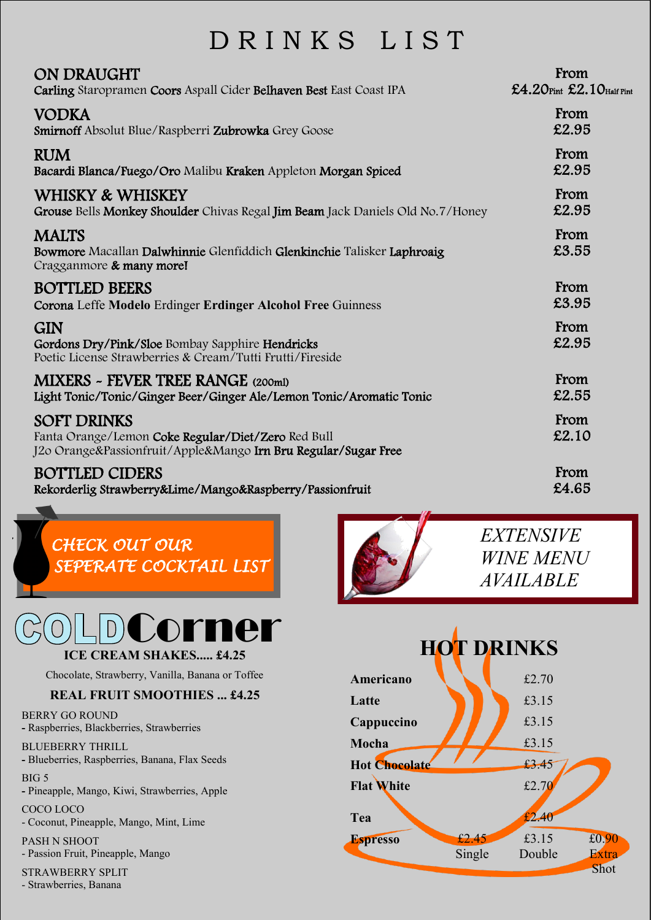# DRINKS LIST

## ON DRAUGHT

Carling Staropramen Coors Aspall Cider Belhaven Best East Coast IPA

From
£4.20 Pint £2.10 Half Pint

## VODKA

Smirnoff Absolut Blue/Raspberri Zubrowka Grey Goose

From
£2.95

## RUM

Bacardi Blanca/Fuego/Oro Malibu Kraken Appleton Morgan Spiced

From
£2.95

## WHISKY & WHISKEY

Grouse Bells Monkey Shoulder Chivas Regal Jim Beam Jack Daniels Old No.7/Honey

From
£2.95

## MALTS

Bowmore Macallan Dalwhinnie Glenfiddich Glenkinchie Talisker Laphroaig Cragganmore & many more!

From
£3.55

## BOTTLED BEERS

Corona Leffe Modelo Erdinger Erdinger Alcohol Free Guinness

From
£3.95

## GIN

Gordons Dry/Pink/Sloe Bombay Sapphire Hendricks
Poetic License Strawberries & Cream/Tutti Frutti/Fireside

From
£2.95

## MIXERS ~ FEVER TREE RANGE (200ml)

Light Tonic/Tonic/Ginger Beer/Ginger Ale/Lemon Tonic/Aromatic Tonic

From
£2.55

## SOFT DRINKS

Fanta Orange/Lemon Coke Regular/Diet/Zero Red Bull
J2o Orange&Passionfruit/Apple&Mango Irn Bru Regular/Sugar Free

From
£2.10

## BOTTLED CIDERS

Rekorderlig Strawberry&Lime/Mango&Raspberry/Passionfruit

From
£4.65

*CHECK OUT OUR SEPERATE COCKTAIL LIST*

*EXTENSIVE WINE MENU AVAILABLE*

## COLD Corner

**ICE CREAM SHAKES..... £4.25**

Chocolate, Strawberry, Vanilla, Banana or Toffee

**REAL FRUIT SMOOTHIES ... £4.25**

BERRY GO ROUND
- Raspberries, Blackberries, Strawberries

BLUEBERRY THRILL
- Blueberries, Raspberries, Banana, Flax Seeds

BIG 5
- Pineapple, Mango, Kiwi, Strawberries, Apple

COCO LOCO
- Coconut, Pineapple, Mango, Mint, Lime

PASH N SHOOT
- Passion Fruit, Pineapple, Mango

STRAWBERRY SPLIT
- Strawberries, Banana

## HOT DRINKS

| | | | |
|---|---|---|---|
| **Americano** | | £2.70 | |
| **Latte** | | £3.15 | |
| **Cappuccino** | | £3.15 | |
| **Mocha** | | £3.15 | |
| **Hot Chocolate** | | £3.45 | |
| **Flat White** | | £2.70 | |
| **Tea** | | £2.40 | |
| **Espresso** | £2.45 Single | £3.15 Double | £0.90 Extra Shot |